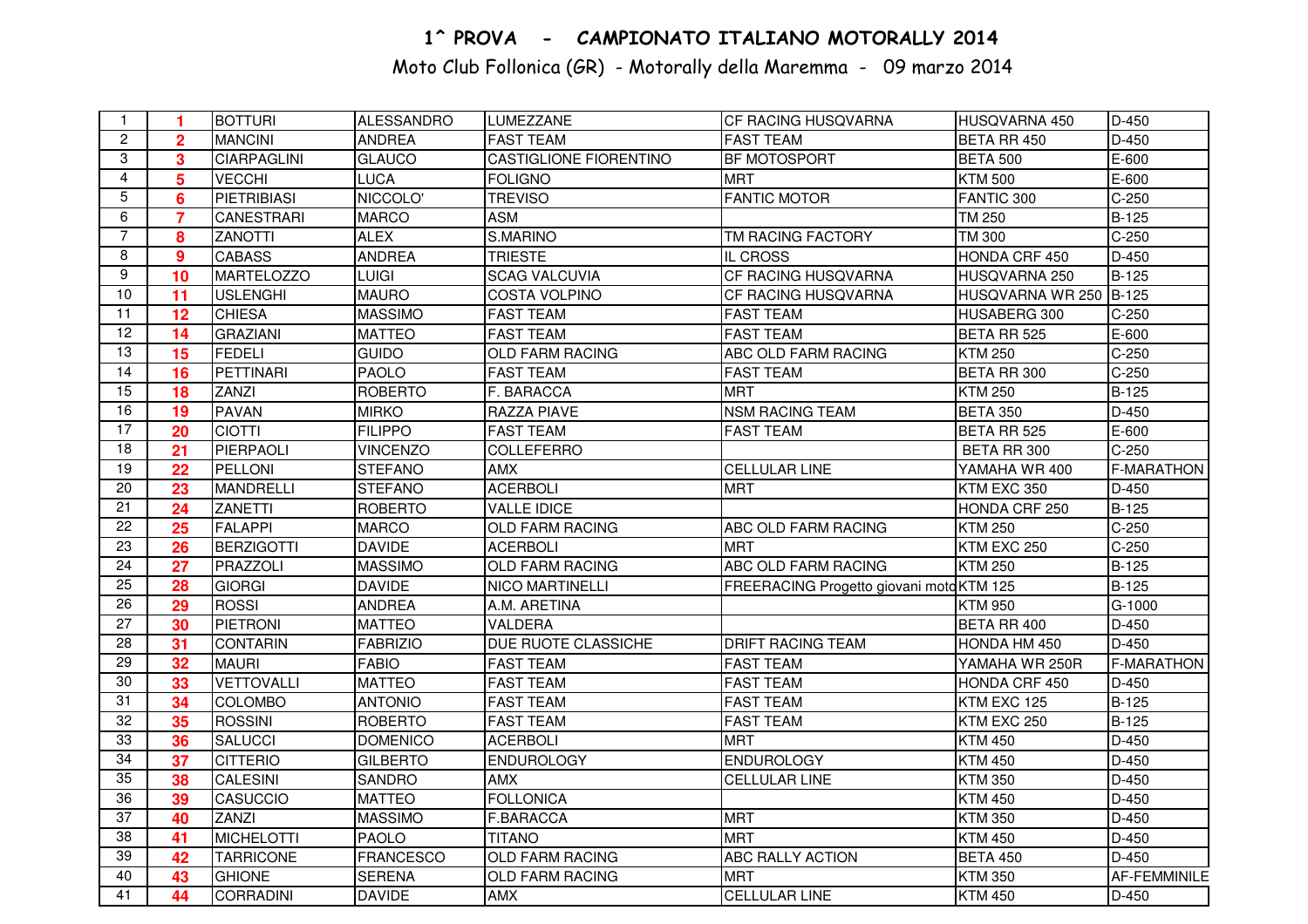# 1^ PROVA - CAMPIONATO ITALIANO MOTORALLY 2014

Moto Club Follonica (GR) - Motorally della Maremma - 09 marzo 2014

| | | | | | | | |
|---|---|---|---|---|---|---|---|
| 1 | 1 | BOTTURI | ALESSANDRO | LUMEZZANE | CF RACING HUSQVARNA | HUSQVARNA 450 | D-450 |
| 2 | 2 | MANCINI | ANDREA | FAST TEAM | FAST TEAM | BETA RR 450 | D-450 |
| 3 | 3 | CIARPAGLINI | GLAUCO | CASTIGLIONE FIORENTINO | BF MOTOSPORT | BETA 500 | E-600 |
| 4 | 5 | VECCHI | LUCA | FOLIGNO | MRT | KTM 500 | E-600 |
| 5 | 6 | PIETRIBIASI | NICCOLO' | TREVISO | FANTIC MOTOR | FANTIC 300 | C-250 |
| 6 | 7 | CANESTRARI | MARCO | ASM | | TM 250 | B-125 |
| 7 | 8 | ZANOTTI | ALEX | S.MARINO | TM RACING FACTORY | TM 300 | C-250 |
| 8 | 9 | CABASS | ANDREA | TRIESTE | IL CROSS | HONDA CRF 450 | D-450 |
| 9 | 10 | MARTELOZZO | LUIGI | SCAG VALCUVIA | CF RACING HUSQVARNA | HUSQVARNA 250 | B-125 |
| 10 | 11 | USLENGHI | MAURO | COSTA VOLPINO | CF RACING HUSQVARNA | HUSQVARNA WR 250 | B-125 |
| 11 | 12 | CHIESA | MASSIMO | FAST TEAM | FAST TEAM | HUSABERG 300 | C-250 |
| 12 | 14 | GRAZIANI | MATTEO | FAST TEAM | FAST TEAM | BETA RR 525 | E-600 |
| 13 | 15 | FEDELI | GUIDO | OLD FARM RACING | ABC OLD FARM RACING | KTM 250 | C-250 |
| 14 | 16 | PETTINARI | PAOLO | FAST TEAM | FAST TEAM | BETA RR 300 | C-250 |
| 15 | 18 | ZANZI | ROBERTO | F. BARACCA | MRT | KTM 250 | B-125 |
| 16 | 19 | PAVAN | MIRKO | RAZZA PIAVE | NSM RACING TEAM | BETA 350 | D-450 |
| 17 | 20 | CIOTTI | FILIPPO | FAST TEAM | FAST TEAM | BETA RR 525 | E-600 |
| 18 | 21 | PIERPAOLI | VINCENZO | COLLEFERRO | | BETA RR 300 | C-250 |
| 19 | 22 | PELLONI | STEFANO | AMX | CELLULAR LINE | YAMAHA WR 400 | F-MARATHON |
| 20 | 23 | MANDRELLI | STEFANO | ACERBOLI | MRT | KTM EXC 350 | D-450 |
| 21 | 24 | ZANETTI | ROBERTO | VALLE IDICE | | HONDA CRF 250 | B-125 |
| 22 | 25 | FALAPPI | MARCO | OLD FARM RACING | ABC OLD FARM RACING | KTM 250 | C-250 |
| 23 | 26 | BERZIGOTTI | DAVIDE | ACERBOLI | MRT | KTM EXC 250 | C-250 |
| 24 | 27 | PRAZZOLI | MASSIMO | OLD FARM RACING | ABC OLD FARM RACING | KTM 250 | B-125 |
| 25 | 28 | GIORGI | DAVIDE | NICO MARTINELLI | FREERACING Progetto giovani moto | KTM 125 | B-125 |
| 26 | 29 | ROSSI | ANDREA | A.M. ARETINA | | KTM 950 | G-1000 |
| 27 | 30 | PIETRONI | MATTEO | VALDERA | | BETA RR 400 | D-450 |
| 28 | 31 | CONTARIN | FABRIZIO | DUE RUOTE CLASSICHE | DRIFT RACING TEAM | HONDA HM 450 | D-450 |
| 29 | 32 | MAURI | FABIO | FAST TEAM | FAST TEAM | YAMAHA WR 250R | F-MARATHON |
| 30 | 33 | VETTOVALLI | MATTEO | FAST TEAM | FAST TEAM | HONDA CRF 450 | D-450 |
| 31 | 34 | COLOMBO | ANTONIO | FAST TEAM | FAST TEAM | KTM EXC 125 | B-125 |
| 32 | 35 | ROSSINI | ROBERTO | FAST TEAM | FAST TEAM | KTM EXC 250 | B-125 |
| 33 | 36 | SALUCCI | DOMENICO | ACERBOLI | MRT | KTM 450 | D-450 |
| 34 | 37 | CITTERIO | GILBERTO | ENDUROLOGY | ENDUROLOGY | KTM 450 | D-450 |
| 35 | 38 | CALESINI | SANDRO | AMX | CELLULAR LINE | KTM 350 | D-450 |
| 36 | 39 | CASUCCIO | MATTEO | FOLLONICA | | KTM 450 | D-450 |
| 37 | 40 | ZANZI | MASSIMO | F.BARACCA | MRT | KTM 350 | D-450 |
| 38 | 41 | MICHELOTTI | PAOLO | TITANO | MRT | KTM 450 | D-450 |
| 39 | 42 | TARRICONE | FRANCESCO | OLD FARM RACING | ABC RALLY ACTION | BETA 450 | D-450 |
| 40 | 43 | GHIONE | SERENA | OLD FARM RACING | MRT | KTM 350 | AF-FEMMINILE |
| 41 | 44 | CORRADINI | DAVIDE | AMX | CELLULAR LINE | KTM 450 | D-450 |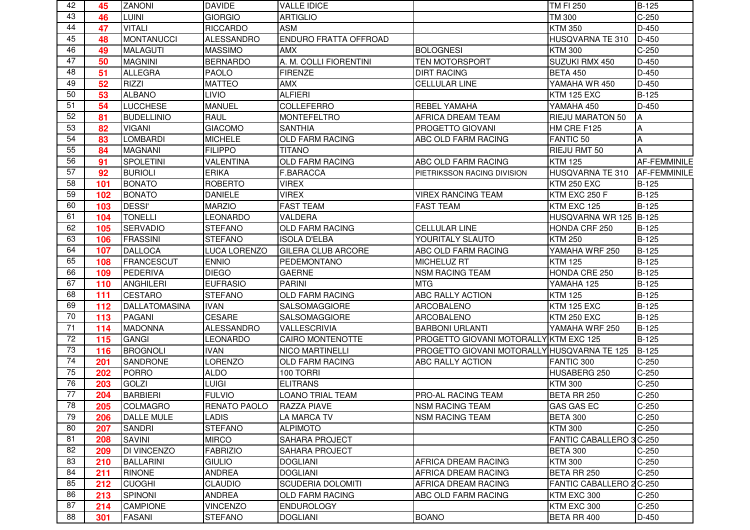| 42 | 45 | ZANONI | DAVIDE | VALLE IDICE | | TM FI 250 | B-125 |
|---|---|---|---|---|---|---|---|
| 43 | 46 | LUINI | GIORGIO | ARTIGLIO | | TM 300 | C-250 |
| 44 | 47 | VITALI | RICCARDO | ASM | | KTM 350 | D-450 |
| 45 | 48 | MONTANUCCI | ALESSANDRO | ENDURO FRATTA OFFROAD | | HUSQVARNA TE 310 | D-450 |
| 46 | 49 | MALAGUTI | MASSIMO | AMX | BOLOGNESI | KTM 300 | C-250 |
| 47 | 50 | MAGNINI | BERNARDO | A. M. COLLI FIORENTINI | TEN MOTORSPORT | SUZUKI RMX 450 | D-450 |
| 48 | 51 | ALLEGRA | PAOLO | FIRENZE | DIRT RACING | BETA 450 | D-450 |
| 49 | 52 | RIZZI | MATTEO | AMX | CELLULAR LINE | YAMAHA WR 450 | D-450 |
| 50 | 53 | ALBANO | LIVIO | ALFIERI | | KTM 125 EXC | B-125 |
| 51 | 54 | LUCCHESE | MANUEL | COLLEFERRO | REBEL YAMAHA | YAMAHA 450 | D-450 |
| 52 | 81 | BUDELLINIO | RAUL | MONTEFELTRO | AFRICA DREAM TEAM | RIEJU MARATON 50 | A |
| 53 | 82 | VIGANI | GIACOMO | SANTHIA | PROGETTO GIOVANI | HM CRE F125 | A |
| 54 | 83 | LOMBARDI | MICHELE | OLD FARM RACING | ABC OLD FARM RACING | FANTIC 50 | A |
| 55 | 84 | MAGNANI | FILIPPO | TITANO | | RIEJU RMT 50 | A |
| 56 | 91 | SPOLETINI | VALENTINA | OLD FARM RACING | ABC OLD FARM RACING | KTM 125 | AF-FEMMINILE |
| 57 | 92 | BURIOLI | ERIKA | F.BARACCA | PIETRIKSSON RACING DIVISION | HUSQVARNA TE 310 | AF-FEMMINILE |
| 58 | 101 | BONATO | ROBERTO | VIREX | | KTM 250 EXC | B-125 |
| 59 | 102 | BONATO | DANIELE | VIREX | VIREX RANCING TEAM | KTM EXC 250 F | B-125 |
| 60 | 103 | DESSI' | MARZIO | FAST TEAM | FAST TEAM | KTM EXC 125 | B-125 |
| 61 | 104 | TONELLI | LEONARDO | VALDERA | | HUSQVARNA WR 125 | B-125 |
| 62 | 105 | SERVADIO | STEFANO | OLD FARM RACING | CELLULAR LINE | HONDA CRF 250 | B-125 |
| 63 | 106 | FRASSINI | STEFANO | ISOLA D'ELBA | YOURITALY SLAUTO | KTM 250 | B-125 |
| 64 | 107 | DALLOCA | LUCA LORENZO | GILERA CLUB ARCORE | ABC OLD FARM RACING | YAMAHA WRF 250 | B-125 |
| 65 | 108 | FRANCESCUT | ENNIO | PEDEMONTANO | MICHELUZ RT | KTM 125 | B-125 |
| 66 | 109 | PEDERIVA | DIEGO | GAERNE | NSM RACING TEAM | HONDA CRE 250 | B-125 |
| 67 | 110 | ANGHILERI | EUFRASIO | PARINI | MTG | YAMAHA 125 | B-125 |
| 68 | 111 | CESTARO | STEFANO | OLD FARM RACING | ABC RALLY ACTION | KTM 125 | B-125 |
| 69 | 112 | DALLATOMASINA | IVAN | SALSOMAGGIORE | ARCOBALENO | KTM 125 EXC | B-125 |
| 70 | 113 | PAGANI | CESARE | SALSOMAGGIORE | ARCOBALENO | KTM 250 EXC | B-125 |
| 71 | 114 | MADONNA | ALESSANDRO | VALLESCRIVIA | BARBONI URLANTI | YAMAHA WRF 250 | B-125 |
| 72 | 115 | GANGI | LEONARDO | CAIRO MONTENOTTE | PROGETTO GIOVANI MOTORALLY | KTM EXC 125 | B-125 |
| 73 | 116 | BROGNOLI | IVAN | NICO MARTINELLI | PROGETTO GIOVANI MOTORALLY | HUSQVARNA TE 125 | B-125 |
| 74 | 201 | SANDRONE | LORENZO | OLD FARM RACING | ABC RALLY ACTION | FANTIC 300 | C-250 |
| 75 | 202 | PORRO | ALDO | 100 TORRI | | HUSABERG 250 | C-250 |
| 76 | 203 | GOLZI | LUIGI | ELITRANS | | KTM 300 | C-250 |
| 77 | 204 | BARBIERI | FULVIO | LOANO TRIAL TEAM | PRO-AL RACING TEAM | BETA RR 250 | C-250 |
| 78 | 205 | COLMAGRO | RENATO PAOLO | RAZZA PIAVE | NSM RACING TEAM | GAS GAS EC | C-250 |
| 79 | 206 | DALLE MULE | LADIS | LA MARCA TV | NSM RACING TEAM | BETA 300 | C-250 |
| 80 | 207 | SANDRI | STEFANO | ALPIMOTO | | KTM 300 | C-250 |
| 81 | 208 | SAVINI | MIRCO | SAHARA PROJECT | | FANTIC CABALLERO 3 | C-250 |
| 82 | 209 | DI VINCENZO | FABRIZIO | SAHARA PROJECT | | BETA 300 | C-250 |
| 83 | 210 | BALLARINI | GIULIO | DOGLIANI | AFRICA DREAM RACING | KTM 300 | C-250 |
| 84 | 211 | RINONE | ANDREA | DOGLIANI | AFRICA DREAM RACING | BETA RR 250 | C-250 |
| 85 | 212 | CUOGHI | CLAUDIO | SCUDERIA DOLOMITI | AFRICA DREAM RACING | FANTIC CABALLERO 2 | C-250 |
| 86 | 213 | SPINONI | ANDREA | OLD FARM RACING | ABC OLD FARM RACING | KTM EXC 300 | C-250 |
| 87 | 214 | CAMPIONE | VINCENZO | ENDUROLOGY | | KTM EXC 300 | C-250 |
| 88 | 301 | FASANI | STEFANO | DOGLIANI | BOANO | BETA RR 400 | D-450 |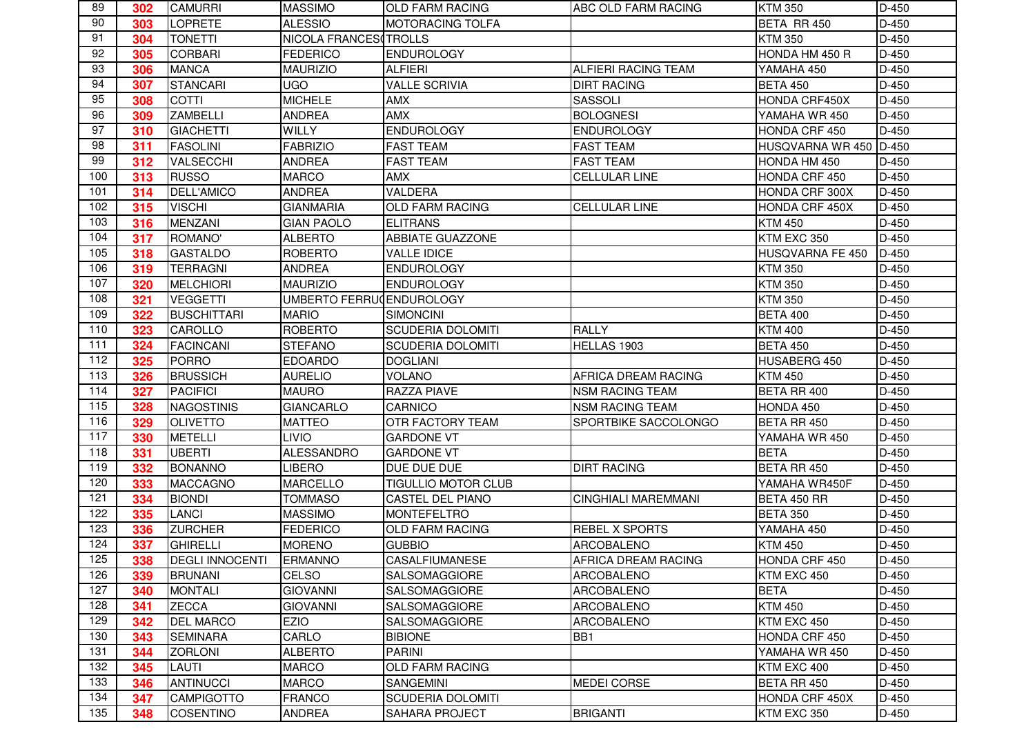| | | | | | | | |
|---|---|---|---|---|---|---|---|
| 89 | **302** | CAMURRI | MASSIMO | OLD FARM RACING | ABC OLD FARM RACING | KTM 350 | D-450 |
| 90 | **303** | LOPRETE | ALESSIO | MOTORACING TOLFA | | BETA RR 450 | D-450 |
| 91 | **304** | TONETTI | NICOLA FRANCES( | TROLLS | | KTM 350 | D-450 |
| 92 | **305** | CORBARI | FEDERICO | ENDUROLOGY | | HONDA HM 450 R | D-450 |
| 93 | **306** | MANCA | MAURIZIO | ALFIERI | ALFIERI RACING TEAM | YAMAHA 450 | D-450 |
| 94 | **307** | STANCARI | UGO | VALLE SCRIVIA | DIRT RACING | BETA 450 | D-450 |
| 95 | **308** | COTTI | MICHELE | AMX | SASSOLI | HONDA CRF450X | D-450 |
| 96 | **309** | ZAMBELLI | ANDREA | AMX | BOLOGNESI | YAMAHA WR 450 | D-450 |
| 97 | **310** | GIACHETTI | WILLY | ENDUROLOGY | ENDUROLOGY | HONDA CRF 450 | D-450 |
| 98 | **311** | FASOLINI | FABRIZIO | FAST TEAM | FAST TEAM | HUSQVARNA WR 450 | D-450 |
| 99 | **312** | VALSECCHI | ANDREA | FAST TEAM | FAST TEAM | HONDA HM 450 | D-450 |
| 100 | **313** | RUSSO | MARCO | AMX | CELLULAR LINE | HONDA CRF 450 | D-450 |
| 101 | **314** | DELL'AMICO | ANDREA | VALDERA | | HONDA CRF 300X | D-450 |
| 102 | **315** | VISCHI | GIANMARIA | OLD FARM RACING | CELLULAR LINE | HONDA CRF 450X | D-450 |
| 103 | **316** | MENZANI | GIAN PAOLO | ELITRANS | | KTM 450 | D-450 |
| 104 | **317** | ROMANO' | ALBERTO | ABBIATE GUAZZONE | | KTM EXC 350 | D-450 |
| 105 | **318** | GASTALDO | ROBERTO | VALLE IDICE | | HUSQVARNA FE 450 | D-450 |
| 106 | **319** | TERRAGNI | ANDREA | ENDUROLOGY | | KTM 350 | D-450 |
| 107 | **320** | MELCHIORI | MAURIZIO | ENDUROLOGY | | KTM 350 | D-450 |
| 108 | **321** | VEGGETTI | UMBERTO FERRU( | ENDUROLOGY | | KTM 350 | D-450 |
| 109 | **322** | BUSCHITTARI | MARIO | SIMONCINI | | BETA 400 | D-450 |
| 110 | **323** | CAROLLO | ROBERTO | SCUDERIA DOLOMITI | RALLY | KTM 400 | D-450 |
| 111 | **324** | FACINCANI | STEFANO | SCUDERIA DOLOMITI | HELLAS 1903 | BETA 450 | D-450 |
| 112 | **325** | PORRO | EDOARDO | DOGLIANI | | HUSABERG 450 | D-450 |
| 113 | **326** | BRUSSICH | AURELIO | VOLANO | AFRICA DREAM RACING | KTM 450 | D-450 |
| 114 | **327** | PACIFICI | MAURO | RAZZA PIAVE | NSM RACING TEAM | BETA RR 400 | D-450 |
| 115 | **328** | NAGOSTINIS | GIANCARLO | CARNICO | NSM RACING TEAM | HONDA 450 | D-450 |
| 116 | **329** | OLIVETTO | MATTEO | OTR FACTORY TEAM | SPORTBIKE SACCOLONGO | BETA RR 450 | D-450 |
| 117 | **330** | METELLI | LIVIO | GARDONE VT | | YAMAHA WR 450 | D-450 |
| 118 | **331** | UBERTI | ALESSANDRO | GARDONE VT | | BETA | D-450 |
| 119 | **332** | BONANNO | LIBERO | DUE DUE DUE | DIRT RACING | BETA RR 450 | D-450 |
| 120 | **333** | MACCAGNO | MARCELLO | TIGULLIO MOTOR CLUB | | YAMAHA WR450F | D-450 |
| 121 | **334** | BIONDI | TOMMASO | CASTEL DEL PIANO | CINGHIALI MAREMMANI | BETA 450 RR | D-450 |
| 122 | **335** | LANCI | MASSIMO | MONTEFELTRO | | BETA 350 | D-450 |
| 123 | **336** | ZURCHER | FEDERICO | OLD FARM RACING | REBEL X SPORTS | YAMAHA 450 | D-450 |
| 124 | **337** | GHIRELLI | MORENO | GUBBIO | ARCOBALENO | KTM 450 | D-450 |
| 125 | **338** | DEGLI INNOCENTI | ERMANNO | CASALFIUMANESE | AFRICA DREAM RACING | HONDA CRF 450 | D-450 |
| 126 | **339** | BRUNANI | CELSO | SALSOMAGGIORE | ARCOBALENO | KTM EXC 450 | D-450 |
| 127 | **340** | MONTALI | GIOVANNI | SALSOMAGGIORE | ARCOBALENO | BETA | D-450 |
| 128 | **341** | ZECCA | GIOVANNI | SALSOMAGGIORE | ARCOBALENO | KTM 450 | D-450 |
| 129 | **342** | DEL MARCO | EZIO | SALSOMAGGIORE | ARCOBALENO | KTM EXC 450 | D-450 |
| 130 | **343** | SEMINARA | CARLO | BIBIONE | BB1 | HONDA CRF 450 | D-450 |
| 131 | **344** | ZORLONI | ALBERTO | PARINI | | YAMAHA WR 450 | D-450 |
| 132 | **345** | LAUTI | MARCO | OLD FARM RACING | | KTM EXC 400 | D-450 |
| 133 | **346** | ANTINUCCI | MARCO | SANGEMINI | MEDEI CORSE | BETA RR 450 | D-450 |
| 134 | **347** | CAMPIGOTTO | FRANCO | SCUDERIA DOLOMITI | | HONDA CRF 450X | D-450 |
| 135 | **348** | COSENTINO | ANDREA | SAHARA PROJECT | BRIGANTI | KTM EXC 350 | D-450 |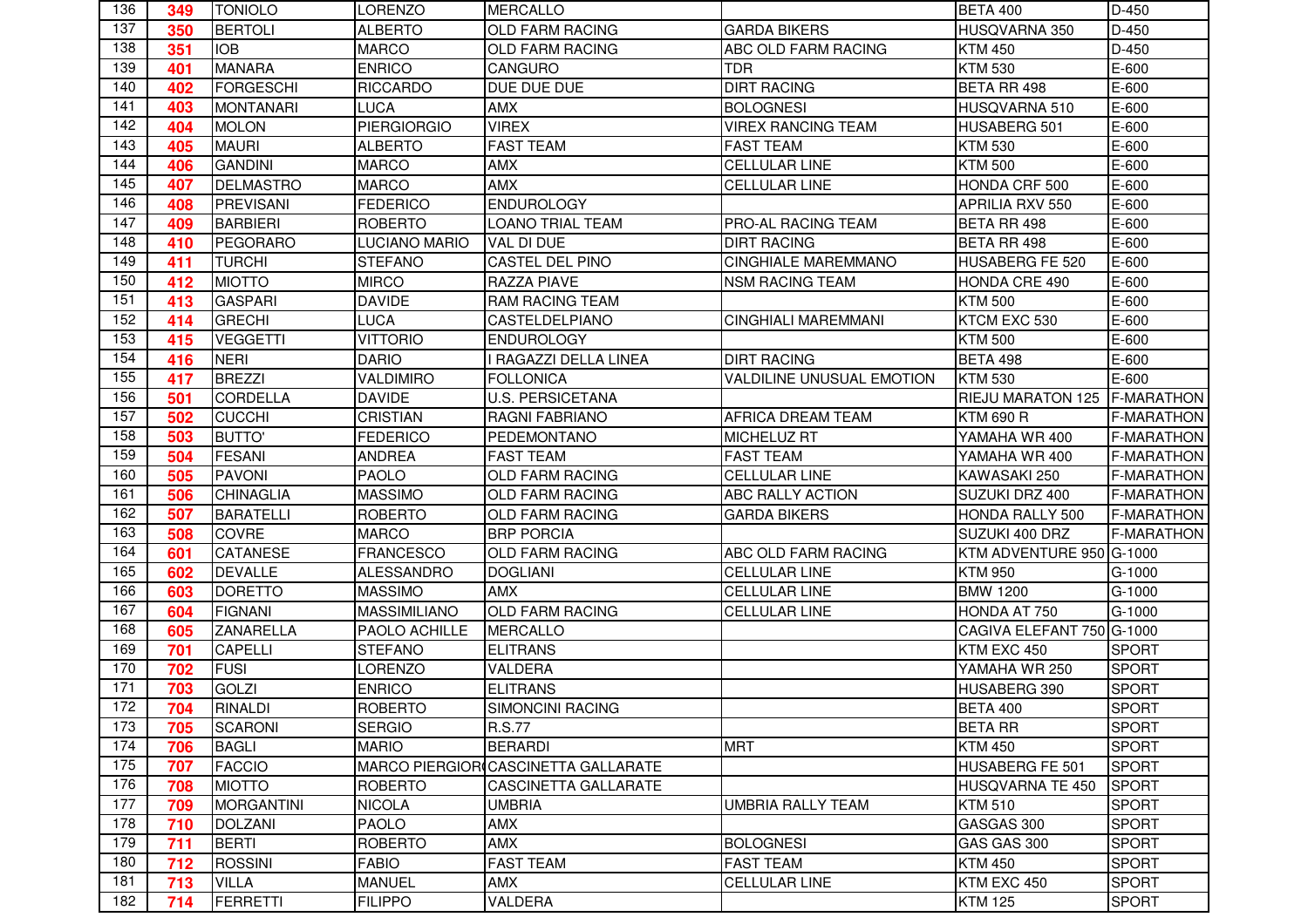| | | | | | | | |
|---|---|---|---|---|---|---|---|
| 136 | **349** | TONIOLO | LORENZO | MERCALLO | | BETA 400 | D-450 |
| 137 | **350** | BERTOLI | ALBERTO | OLD FARM RACING | GARDA BIKERS | HUSQVARNA 350 | D-450 |
| 138 | **351** | IOB | MARCO | OLD FARM RACING | ABC OLD FARM RACING | KTM 450 | D-450 |
| 139 | **401** | MANARA | ENRICO | CANGURO | TDR | KTM 530 | E-600 |
| 140 | **402** | FORGESCHI | RICCARDO | DUE DUE DUE | DIRT RACING | BETA RR 498 | E-600 |
| 141 | **403** | MONTANARI | LUCA | AMX | BOLOGNESI | HUSQVARNA 510 | E-600 |
| 142 | **404** | MOLON | PIERGIORGIO | VIREX | VIREX RANCING TEAM | HUSABERG 501 | E-600 |
| 143 | **405** | MAURI | ALBERTO | FAST TEAM | FAST TEAM | KTM 530 | E-600 |
| 144 | **406** | GANDINI | MARCO | AMX | CELLULAR LINE | KTM 500 | E-600 |
| 145 | **407** | DELMASTRO | MARCO | AMX | CELLULAR LINE | HONDA CRF 500 | E-600 |
| 146 | **408** | PREVISANI | FEDERICO | ENDUROLOGY | | APRILIA RXV 550 | E-600 |
| 147 | **409** | BARBIERI | ROBERTO | LOANO TRIAL TEAM | PRO-AL RACING TEAM | BETA RR 498 | E-600 |
| 148 | **410** | PEGORARO | LUCIANO MARIO | VAL DI DUE | DIRT RACING | BETA RR 498 | E-600 |
| 149 | **411** | TURCHI | STEFANO | CASTEL DEL PINO | CINGHIALE MAREMMANO | HUSABERG FE 520 | E-600 |
| 150 | **412** | MIOTTO | MIRCO | RAZZA PIAVE | NSM RACING TEAM | HONDA CRE 490 | E-600 |
| 151 | **413** | GASPARI | DAVIDE | RAM RACING TEAM | | KTM 500 | E-600 |
| 152 | **414** | GRECHI | LUCA | CASTELDELPIANO | CINGHIALI MAREMMANI | KTCM EXC 530 | E-600 |
| 153 | **415** | VEGGETTI | VITTORIO | ENDUROLOGY | | KTM 500 | E-600 |
| 154 | **416** | NERI | DARIO | I RAGAZZI DELLA LINEA | DIRT RACING | BETA 498 | E-600 |
| 155 | **417** | BREZZI | VALDIMIRO | FOLLONICA | VALDILINE UNUSUAL EMOTION | KTM 530 | E-600 |
| 156 | **501** | CORDELLA | DAVIDE | U.S. PERSICETANA | | RIEJU MARATON 125 | F-MARATHON |
| 157 | **502** | CUCCHI | CRISTIAN | RAGNI FABRIANO | AFRICA DREAM TEAM | KTM 690 R | F-MARATHON |
| 158 | **503** | BUTTO' | FEDERICO | PEDEMONTANO | MICHELUZ RT | YAMAHA WR 400 | F-MARATHON |
| 159 | **504** | FESANI | ANDREA | FAST TEAM | FAST TEAM | YAMAHA WR 400 | F-MARATHON |
| 160 | **505** | PAVONI | PAOLO | OLD FARM RACING | CELLULAR LINE | KAWASAKI 250 | F-MARATHON |
| 161 | **506** | CHINAGLIA | MASSIMO | OLD FARM RACING | ABC RALLY ACTION | SUZUKI DRZ 400 | F-MARATHON |
| 162 | **507** | BARATELLI | ROBERTO | OLD FARM RACING | GARDA BIKERS | HONDA RALLY 500 | F-MARATHON |
| 163 | **508** | COVRE | MARCO | BRP PORCIA | | SUZUKI 400 DRZ | F-MARATHON |
| 164 | **601** | CATANESE | FRANCESCO | OLD FARM RACING | ABC OLD FARM RACING | KTM ADVENTURE 950 | G-1000 |
| 165 | **602** | DEVALLE | ALESSANDRO | DOGLIANI | CELLULAR LINE | KTM 950 | G-1000 |
| 166 | **603** | DORETTO | MASSIMO | AMX | CELLULAR LINE | BMW 1200 | G-1000 |
| 167 | **604** | FIGNANI | MASSIMILIANO | OLD FARM RACING | CELLULAR LINE | HONDA AT 750 | G-1000 |
| 168 | **605** | ZANARELLA | PAOLO ACHILLE | MERCALLO | | CAGIVA ELEFANT 750 | G-1000 |
| 169 | **701** | CAPELLI | STEFANO | ELITRANS | | KTM EXC 450 | SPORT |
| 170 | **702** | FUSI | LORENZO | VALDERA | | YAMAHA WR 250 | SPORT |
| 171 | **703** | GOLZI | ENRICO | ELITRANS | | HUSABERG 390 | SPORT |
| 172 | **704** | RINALDI | ROBERTO | SIMONCINI RACING | | BETA 400 | SPORT |
| 173 | **705** | SCARONI | SERGIO | R.S.77 | | BETA RR | SPORT |
| 174 | **706** | BAGLI | MARIO | BERARDI | MRT | KTM 450 | SPORT |
| 175 | **707** | FACCIO | MARCO PIERGIOR | CASCINETTA GALLARATE | | HUSABERG FE 501 | SPORT |
| 176 | **708** | MIOTTO | ROBERTO | CASCINETTA GALLARATE | | HUSQVARNA TE 450 | SPORT |
| 177 | **709** | MORGANTINI | NICOLA | UMBRIA | UMBRIA RALLY TEAM | KTM 510 | SPORT |
| 178 | **710** | DOLZANI | PAOLO | AMX | | GASGAS 300 | SPORT |
| 179 | **711** | BERTI | ROBERTO | AMX | BOLOGNESI | GAS GAS 300 | SPORT |
| 180 | **712** | ROSSINI | FABIO | FAST TEAM | FAST TEAM | KTM 450 | SPORT |
| 181 | **713** | VILLA | MANUEL | AMX | CELLULAR LINE | KTM EXC 450 | SPORT |
| 182 | **714** | FERRETTI | FILIPPO | VALDERA | | KTM 125 | SPORT |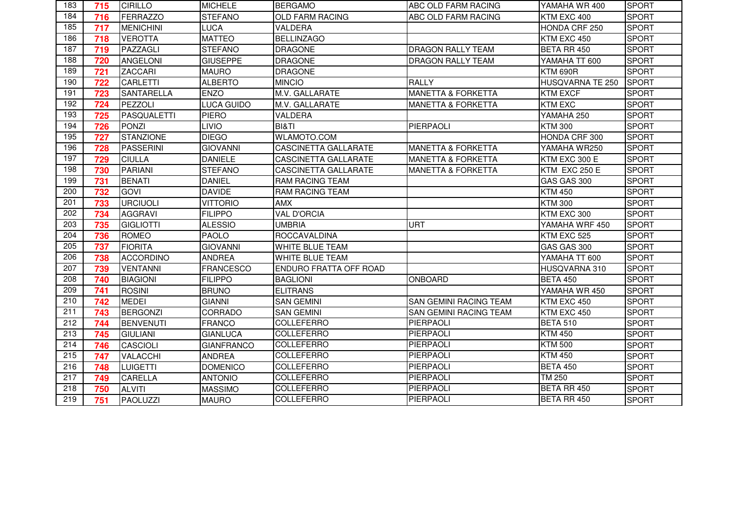| | | | | | | | |
|---|---|---|---|---|---|---|---|
| 183 | 715 | CIRILLO | MICHELE | BERGAMO | ABC OLD FARM RACING | YAMAHA WR 400 | SPORT |
| 184 | 716 | FERRAZZO | STEFANO | OLD FARM RACING | ABC OLD FARM RACING | KTM EXC 400 | SPORT |
| 185 | 717 | MENICHINI | LUCA | VALDERA | | HONDA CRF 250 | SPORT |
| 186 | 718 | VEROTTA | MATTEO | BELLINZAGO | | KTM EXC 450 | SPORT |
| 187 | 719 | PAZZAGLI | STEFANO | DRAGONE | DRAGON RALLY TEAM | BETA RR 450 | SPORT |
| 188 | 720 | ANGELONI | GIUSEPPE | DRAGONE | DRAGON RALLY TEAM | YAMAHA TT 600 | SPORT |
| 189 | 721 | ZACCARI | MAURO | DRAGONE | | KTM 690R | SPORT |
| 190 | 722 | CARLETTI | ALBERTO | MINCIO | RALLY | HUSQVARNA TE 250 | SPORT |
| 191 | 723 | SANTARELLA | ENZO | M.V. GALLARATE | MANETTA & FORKETTA | KTM EXCF | SPORT |
| 192 | 724 | PEZZOLI | LUCA GUIDO | M.V. GALLARATE | MANETTA & FORKETTA | KTM EXC | SPORT |
| 193 | 725 | PASQUALETTI | PIERO | VALDERA | | YAMAHA 250 | SPORT |
| 194 | 726 | PONZI | LIVIO | BI&TI | PIERPAOLI | KTM 300 | SPORT |
| 195 | 727 | STANZIONE | DIEGO | WLAMOTO.COM | | HONDA CRF 300 | SPORT |
| 196 | 728 | PASSERINI | GIOVANNI | CASCINETTA GALLARATE | MANETTA & FORKETTA | YAMAHA WR250 | SPORT |
| 197 | 729 | CIULLA | DANIELE | CASCINETTA GALLARATE | MANETTA & FORKETTA | KTM EXC 300 E | SPORT |
| 198 | 730 | PARIANI | STEFANO | CASCINETTA GALLARATE | MANETTA & FORKETTA | KTM EXC 250 E | SPORT |
| 199 | 731 | BENATI | DANIEL | RAM RACING TEAM | | GAS GAS 300 | SPORT |
| 200 | 732 | GOVI | DAVIDE | RAM RACING TEAM | | KTM 450 | SPORT |
| 201 | 733 | URCIUOLI | VITTORIO | AMX | | KTM 300 | SPORT |
| 202 | 734 | AGGRAVI | FILIPPO | VAL D'ORCIA | | KTM EXC 300 | SPORT |
| 203 | 735 | GIGLIOTTI | ALESSIO | UMBRIA | URT | YAMAHA WRF 450 | SPORT |
| 204 | 736 | ROMEO | PAOLO | ROCCAVALDINA | | KTM EXC 525 | SPORT |
| 205 | 737 | FIORITA | GIOVANNI | WHITE BLUE TEAM | | GAS GAS 300 | SPORT |
| 206 | 738 | ACCORDINO | ANDREA | WHITE BLUE TEAM | | YAMAHA TT 600 | SPORT |
| 207 | 739 | VENTANNI | FRANCESCO | ENDURO FRATTA OFF ROAD | | HUSQVARNA 310 | SPORT |
| 208 | 740 | BIAGIONI | FILIPPO | BAGLIONI | ONBOARD | BETA 450 | SPORT |
| 209 | 741 | ROSINI | BRUNO | ELITRANS | | YAMAHA WR 450 | SPORT |
| 210 | 742 | MEDEI | GIANNI | SAN GEMINI | SAN GEMINI RACING TEAM | KTM EXC 450 | SPORT |
| 211 | 743 | BERGONZI | CORRADO | SAN GEMINI | SAN GEMINI RACING TEAM | KTM EXC 450 | SPORT |
| 212 | 744 | BENVENUTI | FRANCO | COLLEFERRO | PIERPAOLI | BETA 510 | SPORT |
| 213 | 745 | GIULIANI | GIANLUCA | COLLEFERRO | PIERPAOLI | KTM 450 | SPORT |
| 214 | 746 | CASCIOLI | GIANFRANCO | COLLEFERRO | PIERPAOLI | KTM 500 | SPORT |
| 215 | 747 | VALACCHI | ANDREA | COLLEFERRO | PIERPAOLI | KTM 450 | SPORT |
| 216 | 748 | LUIGETTI | DOMENICO | COLLEFERRO | PIERPAOLI | BETA 450 | SPORT |
| 217 | 749 | CARELLA | ANTONIO | COLLEFERRO | PIERPAOLI | TM 250 | SPORT |
| 218 | 750 | ALVITI | MASSIMO | COLLEFERRO | PIERPAOLI | BETA RR 450 | SPORT |
| 219 | 751 | PAOLUZZI | MAURO | COLLEFERRO | PIERPAOLI | BETA RR 450 | SPORT |